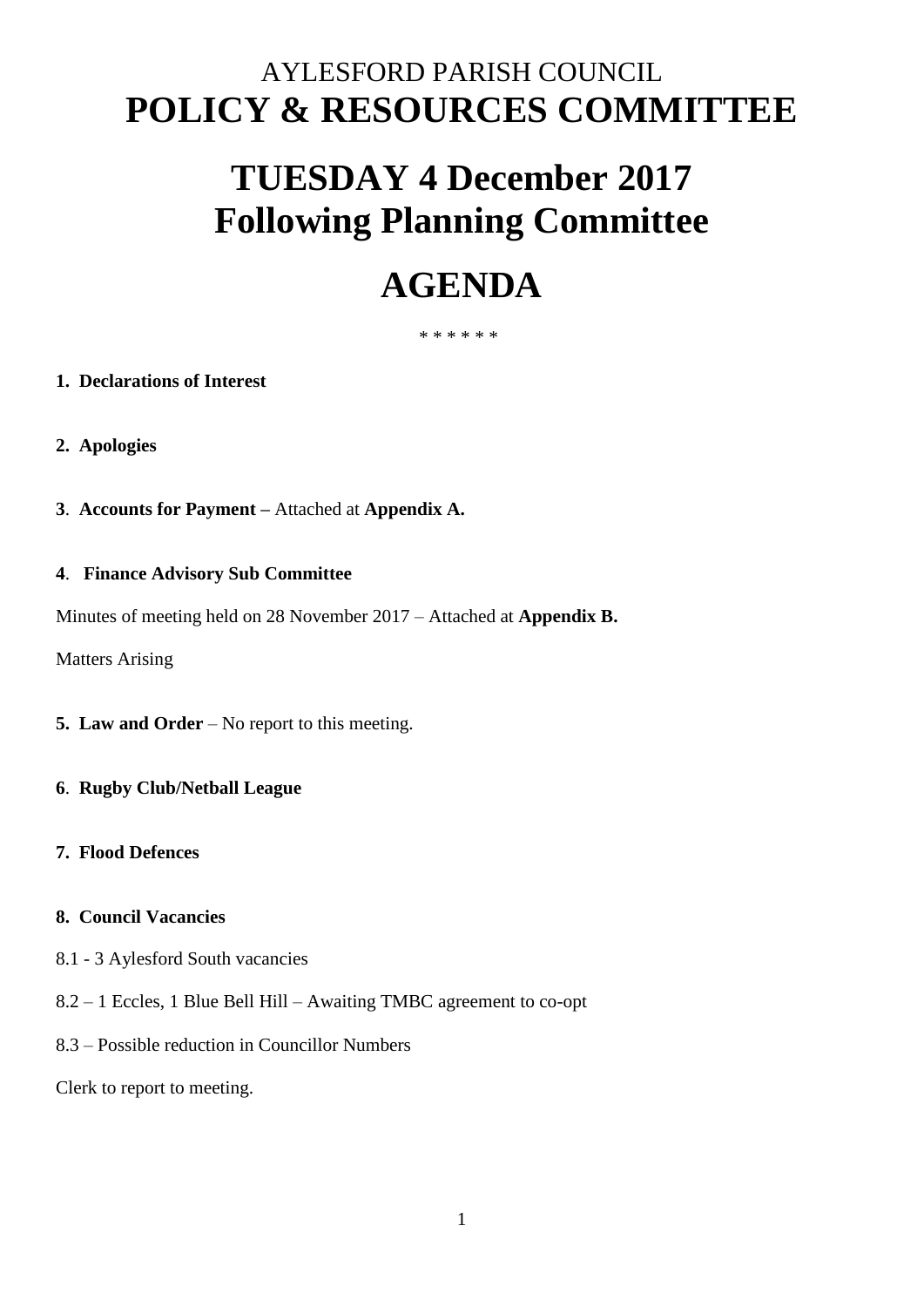# AYLESFORD PARISH COUNCIL

# POLICY & RESOURCES COMMITTEE

# TUESDAY 4 December 2017
# Following Planning Committee

# AGENDA

\* \* \* \* \* \*

**1. Declarations of Interest**

**2. Apologies**

**3. Accounts for Payment –** Attached at **Appendix A.**

**4. Finance Advisory Sub Committee**

Minutes of meeting held on 28 November 2017 – Attached at **Appendix B.**

Matters Arising

**5. Law and Order** – No report to this meeting.

**6. Rugby Club/Netball League**

**7. Flood Defences**

**8. Council Vacancies**

8.1 - 3 Aylesford South vacancies

8.2 – 1 Eccles, 1 Blue Bell Hill – Awaiting TMBC agreement to co-opt

8.3 – Possible reduction in Councillor Numbers

Clerk to report to meeting.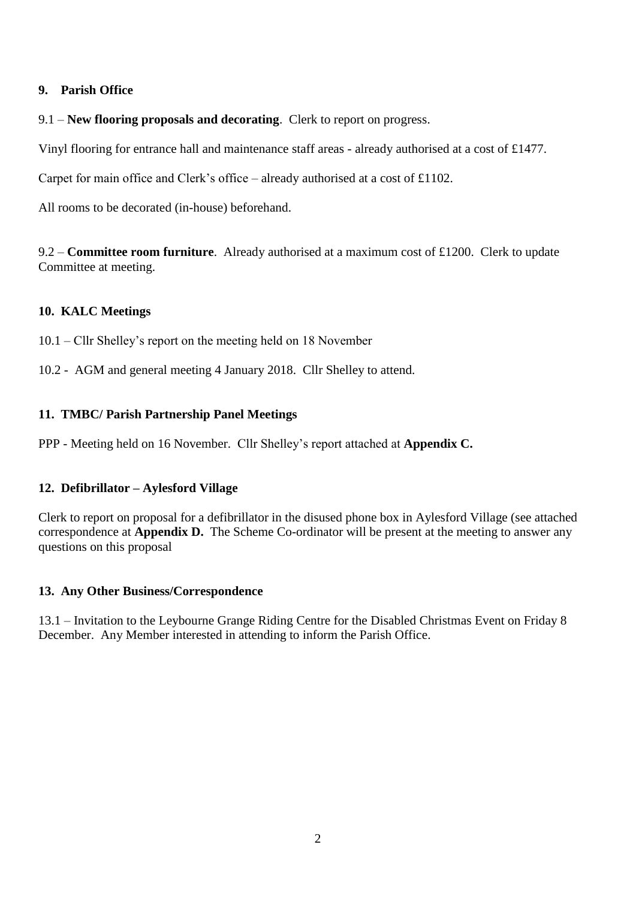## 9. Parish Office

9.1 – **New flooring proposals and decorating**. Clerk to report on progress.

Vinyl flooring for entrance hall and maintenance staff areas - already authorised at a cost of £1477.

Carpet for main office and Clerk's office – already authorised at a cost of £1102.

All rooms to be decorated (in-house) beforehand.

9.2 – **Committee room furniture**. Already authorised at a maximum cost of £1200. Clerk to update Committee at meeting.

## 10. KALC Meetings

10.1 – Cllr Shelley's report on the meeting held on 18 November

10.2 - AGM and general meeting 4 January 2018. Cllr Shelley to attend.

## 11. TMBC/ Parish Partnership Panel Meetings

PPP - Meeting held on 16 November. Cllr Shelley's report attached at **Appendix C.**

## 12. Defibrillator – Aylesford Village

Clerk to report on proposal for a defibrillator in the disused phone box in Aylesford Village (see attached correspondence at **Appendix D.** The Scheme Co-ordinator will be present at the meeting to answer any questions on this proposal

## 13. Any Other Business/Correspondence

13.1 – Invitation to the Leybourne Grange Riding Centre for the Disabled Christmas Event on Friday 8 December. Any Member interested in attending to inform the Parish Office.